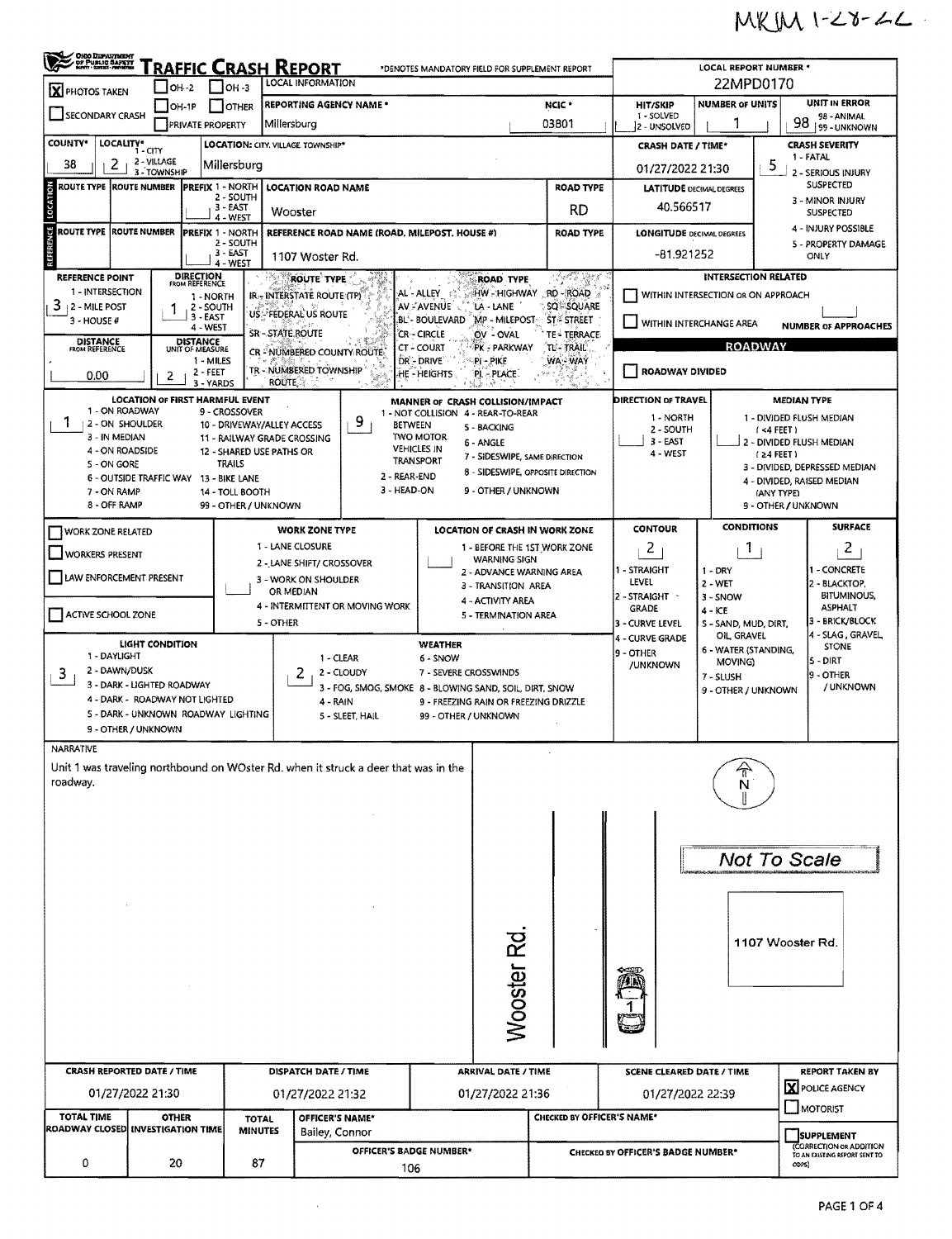MKJM 1-28-22

# TRAFFIC CRASH REPORT

Ohio Department of Public Safety

*DENOTES MANDATORY FIELD FOR SUPPLEMENT REPORT

| | |
|---|---|
| [X] PHOTOS TAKEN | [ ] OH-2 [ ] OH-3 |
| [ ] SECONDARY CRASH | [ ] OH-1P [ ] OTHER [ ] PRIVATE PROPERTY |

**LOCAL INFORMATION**

**REPORTING AGENCY NAME*:** Millersburg

**NCIC*:** 03801

**LOCAL REPORT NUMBER*:** 22MPD0170

**HIT/SKIP:** 1 - SOLVED, 2 - UNSOLVED

**NUMBER OF UNITS:** 1

**UNIT IN ERROR:** 98 (98 - ANIMAL, 99 - UNKNOWN)

**COUNTY*:** 38

**LOCALITY*:** 2 (1 - CITY, 2 - VILLAGE, 3 - TOWNSHIP)

**LOCATION: CITY, VILLAGE, TOWNSHIP*:** Millersburg

**CRASH DATE / TIME*:** 01/27/2022 21:30

**CRASH SEVERITY:** 5 (1 - FATAL, 2 - SERIOUS INJURY SUSPECTED, 3 - MINOR INJURY SUSPECTED, 4 - INJURY POSSIBLE, 5 - PROPERTY DAMAGE ONLY)

## LOCATION

| ROUTE TYPE | ROUTE NUMBER | PREFIX (1 - NORTH, 2 - SOUTH, 3 - EAST, 4 - WEST) | LOCATION ROAD NAME | ROAD TYPE |
|---|---|---|---|---|
| | | | Wooster | RD |

**LATITUDE DECIMAL DEGREES:** 40.566517

## REFERENCE

| ROUTE TYPE | ROUTE NUMBER | PREFIX (1 - NORTH, 2 - SOUTH, 3 - EAST, 4 - WEST) | REFERENCE ROAD NAME (ROAD, MILEPOST, HOUSE #) | ROAD TYPE |
|---|---|---|---|---|
| | | | 1107 Woster Rd. | |

**LONGITUDE DECIMAL DEGREES:** -81.921252

**REFERENCE POINT:** 3 (1 - INTERSECTION, 2 - MILE POST, 3 - HOUSE #)

**DIRECTION FROM REFERENCE:** 1 (1 - NORTH, 2 - SOUTH, 3 - EAST, 4 - WEST)

**DISTANCE FROM REFERENCE:** 0.00

**DISTANCE UNIT OF MEASURE:** 2 (1 - MILES, 2 - FEET, 3 - YARDS)

**ROUTE TYPE:** IR - INTERSTATE ROUTE (TP), US - FEDERAL US ROUTE, SR - STATE ROUTE, CR - NUMBERED COUNTY ROUTE, TR - NUMBERED TOWNSHIP ROUTE

**ROAD TYPE:** AL - ALLEY, AV - AVENUE, BL - BOULEVARD, CR - CIRCLE, CT - COURT, DR - DRIVE, HE - HEIGHTS, HW - HIGHWAY, LA - LANE, MP - MILEPOST, OV - OVAL, PK - PARKWAY, PI - PIKE, PL - PLACE, RD - ROAD, SQ - SQUARE, ST - STREET, TE - TERRACE, TL - TRAIL, WA - WAY

**INTERSECTION RELATED**

[ ] WITHIN INTERSECTION OR ON APPROACH

[ ] WITHIN INTERCHANGE AREA

NUMBER OF APPROACHES:

**ROADWAY**

[ ] ROADWAY DIVIDED

**LOCATION OF FIRST HARMFUL EVENT:** 1 (1 - ON ROADWAY, 2 - ON SHOULDER, 3 - IN MEDIAN, 4 - ON ROADSIDE, 5 - ON GORE, 6 - OUTSIDE TRAFFIC WAY, 7 - ON RAMP, 8 - OFF RAMP, 9 - CROSSOVER, 10 - DRIVEWAY/ALLEY ACCESS, 11 - RAILWAY GRADE CROSSING, 12 - SHARED USE PATHS OR TRAILS, 13 - BIKE LANE, 14 - TOLL BOOTH, 99 - OTHER / UNKNOWN)

**MANNER OF CRASH COLLISION/IMPACT:** 9 (1 - NOT COLLISION BETWEEN TWO MOTOR VEHICLES IN TRANSPORT, 2 - REAR-END, 3 - HEAD-ON, 4 - REAR-TO-REAR, 5 - BACKING, 6 - ANGLE, 7 - SIDESWIPE, SAME DIRECTION, 8 - SIDESWIPE, OPPOSITE DIRECTION, 9 - OTHER / UNKNOWN)

**DIRECTION OF TRAVEL:** (1 - NORTH, 2 - SOUTH, 3 - EAST, 4 - WEST)

**MEDIAN TYPE:** 1 - DIVIDED FLUSH MEDIAN (<4 FEET), 2 - DIVIDED FLUSH MEDIAN (≥4 FEET), 3 - DIVIDED, DEPRESSED MEDIAN, 4 - DIVIDED, RAISED MEDIAN (ANY TYPE), 9 - OTHER / UNKNOWN

[ ] WORK ZONE RELATED

[ ] WORKERS PRESENT

[ ] LAW ENFORCEMENT PRESENT

[ ] ACTIVE SCHOOL ZONE

**WORK ZONE TYPE:** 1 - LANE CLOSURE, 2 - LANE SHIFT/ CROSSOVER, 3 - WORK ON SHOULDER OR MEDIAN, 4 - INTERMITTENT OR MOVING WORK, 5 - OTHER

**LOCATION OF CRASH IN WORK ZONE:** 1 - BEFORE THE 1ST WORK ZONE WARNING SIGN, 2 - ADVANCE WARNING AREA, 3 - TRANSITION AREA, 4 - ACTIVITY AREA, 5 - TERMINATION AREA

**CONTOUR:** 2 (1 - STRAIGHT LEVEL, 2 - STRAIGHT GRADE, 3 - CURVE LEVEL, 4 - CURVE GRADE, 9 - OTHER /UNKNOWN)

**CONDITIONS:** 1 (1 - DRY, 2 - WET, 3 - SNOW, 4 - ICE, 5 - SAND, MUD, DIRT, OIL, GRAVEL, 6 - WATER (STANDING, MOVING), 7 - SLUSH, 9 - OTHER / UNKNOWN)

**SURFACE:** 2 (1 - CONCRETE, 2 - BLACKTOP, BITUMINOUS, ASPHALT, 3 - BRICK/BLOCK, 4 - SLAG, GRAVEL, STONE, 5 - DIRT, 9 - OTHER / UNKNOWN)

**LIGHT CONDITION:** 3 (1 - DAYLIGHT, 2 - DAWN/DUSK, 3 - DARK - LIGHTED ROADWAY, 4 - DARK - ROADWAY NOT LIGHTED, 5 - DARK - UNKNOWN ROADWAY LIGHTING, 9 - OTHER / UNKNOWN)

**WEATHER:** 2 (1 - CLEAR, 2 - CLOUDY, 3 - FOG, SMOG, SMOKE, 4 - RAIN, 5 - SLEET, HAIL, 6 - SNOW, 7 - SEVERE CROSSWINDS, 8 - BLOWING SAND, SOIL, DIRT, SNOW, 9 - FREEZING RAIN OR FREEZING DRIZZLE, 99 - OTHER / UNKNOWN)

## NARRATIVE

Unit 1 was traveling northbound on WOster Rd. when it struck a deer that was in the roadway.

Diagram labels: N, Not To Scale, Wooster Rd., 1107 Wooster Rd., 1

| CRASH REPORTED DATE / TIME | DISPATCH DATE / TIME | ARRIVAL DATE / TIME | SCENE CLEARED DATE / TIME | REPORT TAKEN BY |
|---|---|---|---|---|
| 01/27/2022 21:30 | 01/27/2022 21:32 | 01/27/2022 21:36 | 01/27/2022 22:39 | [X] POLICE AGENCY [ ] MOTORIST |

| TOTAL TIME ROADWAY CLOSED | OTHER INVESTIGATION TIME | TOTAL MINUTES | OFFICER'S NAME* | CHECKED BY OFFICER'S NAME* |
|---|---|---|---|---|
| 0 | 20 | 87 | Bailey, Connor | |

**OFFICER'S BADGE NUMBER*:** 106

**CHECKED BY OFFICER'S BADGE NUMBER*:**

[ ] SUPPLEMENT (CORRECTION OR ADDITION TO AN EXISTING REPORT SENT TO ODPS)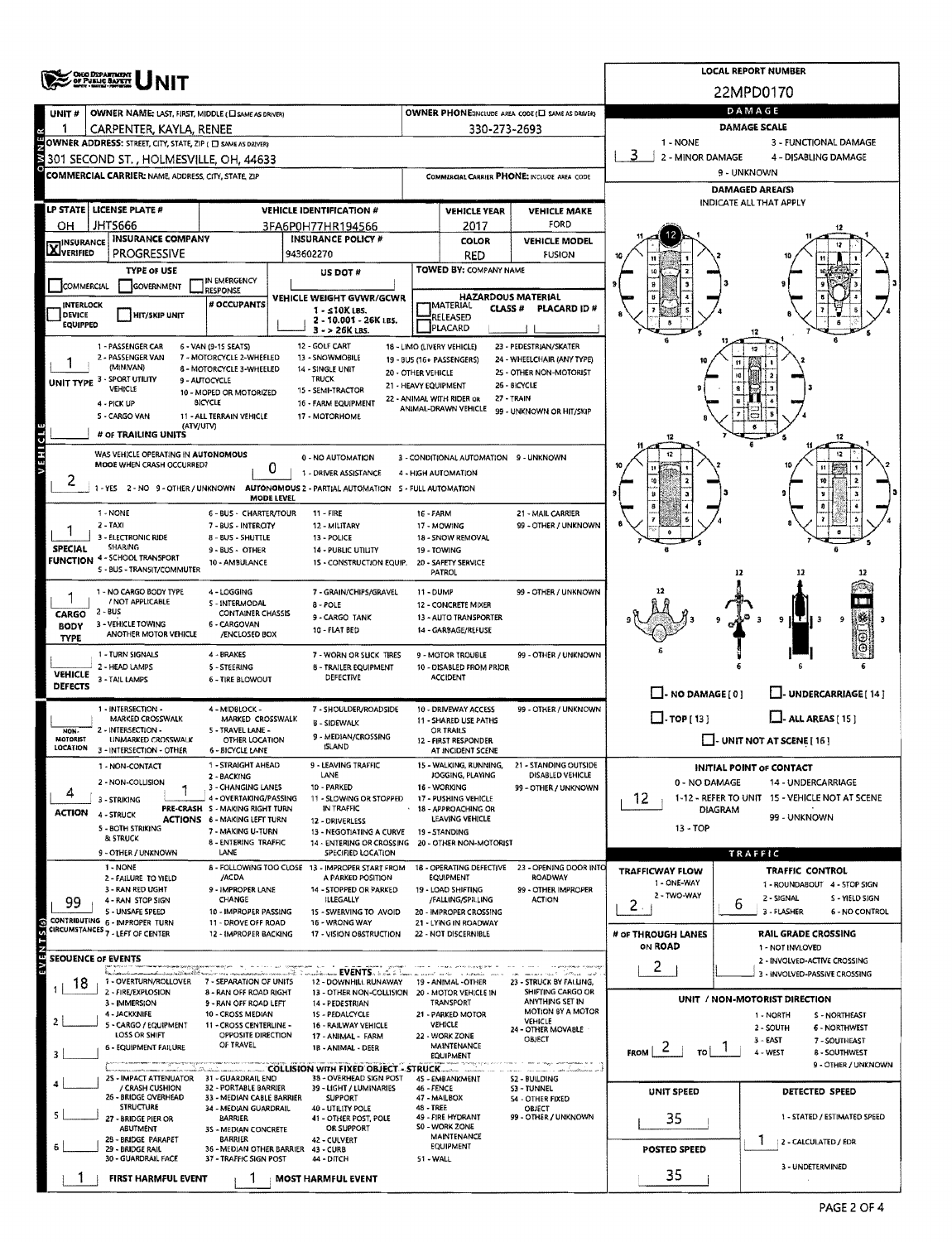# OHIO DEPARTMENT OF PUBLIC SAFETY UNIT

**LOCAL REPORT NUMBER:** 22MPD0170

| UNIT # | OWNER NAME: LAST, FIRST, MIDDLE (☐ SAME AS DRIVER) | OWNER PHONE: INCLUDE AREA CODE (☐ SAME AS DRIVER) |
|---|---|---|
| 1 | CARPENTER, KAYLA, RENEE | 330-273-2693 |

**OWNER ADDRESS:** STREET, CITY, STATE, ZIP (☐ SAME AS DRIVER)
301 SECOND ST., HOLMESVILLE, OH, 44633

**COMMERCIAL CARRIER:** NAME, ADDRESS, CITY, STATE, ZIP
**COMMERCIAL CARRIER PHONE:** INCLUDE AREA CODE

## DAMAGE

**DAMAGE SCALE:** 3
1 - NONE; 2 - MINOR DAMAGE; 3 - FUNCTIONAL DAMAGE; 4 - DISABLING DAMAGE; 9 - UNKNOWN

**DAMAGED AREA(S)** — INDICATE ALL THAT APPLY: 12

| LP STATE | LICENSE PLATE # | VEHICLE IDENTIFICATION # | VEHICLE YEAR | VEHICLE MAKE |
|---|---|---|---|---|
| OH | JHT5666 | 3FA6P0H77HR194566 | 2017 | FORD |

| INSURANCE VERIFIED | INSURANCE COMPANY | INSURANCE POLICY # | COLOR | VEHICLE MODEL |
|---|---|---|---|---|
| X | PROGRESSIVE | 943602270 | RED | FUSION |

**TYPE OF USE:** ☐ COMMERCIAL ☐ GOVERNMENT ☐ IN EMERGENCY RESPONSE
**US DOT #:**
**TOWED BY:** COMPANY NAME
☐ INTERLOCK DEVICE EQUIPPED ☐ HIT/SKIP UNIT
**# OCCUPANTS:**
**VEHICLE WEIGHT GVWR/GCWR:** 1 - ≤10K LBS.; 2 - 10.001 - 26K LBS.; 3 - > 26K LBS.
**HAZARDOUS MATERIAL:** ☐ MATERIAL RELEASED ☐ PLACARD; CLASS #; PLACARD ID #

**UNIT TYPE:** 1
1 - PASSENGER CAR; 2 - PASSENGER VAN (MINIVAN); 3 - SPORT UTILITY VEHICLE; 4 - PICK UP; 5 - CARGO VAN; 6 - VAN (9-15 SEATS); 7 - MOTORCYCLE 2-WHEELED; 8 - MOTORCYCLE 3-WHEELED; 9 - AUTOCYCLE; 10 - MOPED OR MOTORIZED BICYCLE; 11 - ALL TERRAIN VEHICLE (ATV/UTV); 12 - GOLF CART; 13 - SNOWMOBILE; 14 - SINGLE UNIT TRUCK; 15 - SEMI-TRACTOR; 16 - FARM EQUIPMENT; 17 - MOTORHOME; 18 - LIMO (LIVERY VEHICLE); 19 - BUS (16+ PASSENGERS); 20 - OTHER VEHICLE; 21 - HEAVY EQUIPMENT; 22 - ANIMAL WITH RIDER OR ANIMAL-DRAWN VEHICLE; 23 - PEDESTRIAN/SKATER; 24 - WHEELCHAIR (ANY TYPE); 25 - OTHER NON-MOTORIST; 26 - BICYCLE; 27 - TRAIN; 99 - UNKNOWN OR HIT/SKIP

**# OF TRAILING UNITS:**

**WAS VEHICLE OPERATING IN AUTONOMOUS MODE WHEN CRASH OCCURRED?** 2
1 - YES; 2 - NO; 9 - OTHER / UNKNOWN

**AUTONOMOUS MODE LEVEL:** 0
0 - NO AUTOMATION; 1 - DRIVER ASSISTANCE; 2 - PARTIAL AUTOMATION; 3 - CONDITIONAL AUTOMATION; 4 - HIGH AUTOMATION; 5 - FULL AUTOMATION; 9 - UNKNOWN

**SPECIAL FUNCTION:** 1
1 - NONE; 2 - TAXI; 3 - ELECTRONIC RIDE SHARING; 4 - SCHOOL TRANSPORT; 5 - BUS - TRANSIT/COMMUTER; 6 - BUS - CHARTER/TOUR; 7 - BUS - INTERCITY; 8 - BUS - SHUTTLE; 9 - BUS - OTHER; 10 - AMBULANCE; 11 - FIRE; 12 - MILITARY; 13 - POLICE; 14 - PUBLIC UTILITY; 15 - CONSTRUCTION EQUIP.; 16 - FARM; 17 - MOWING; 18 - SNOW REMOVAL; 19 - TOWING; 20 - SAFETY SERVICE PATROL; 21 - MAIL CARRIER; 99 - OTHER / UNKNOWN

**CARGO BODY TYPE:** 1
1 - NO CARGO BODY TYPE / NOT APPLICABLE; 2 - BUS; 3 - VEHICLE TOWING ANOTHER MOTOR VEHICLE; 4 - LOGGING; 5 - INTERMODAL CONTAINER CHASSIS; 6 - CARGOVAN /ENCLOSED BOX; 7 - GRAIN/CHIPS/GRAVEL; 8 - POLE; 9 - CARGO TANK; 10 - FLAT BED; 11 - DUMP; 12 - CONCRETE MIXER; 13 - AUTO TRANSPORTER; 14 - GARBAGE/REFUSE; 99 - OTHER / UNKNOWN

**VEHICLE DEFECTS:**
1 - TURN SIGNALS; 2 - HEAD LAMPS; 3 - TAIL LAMPS; 4 - BRAKES; 5 - STEERING; 6 - TIRE BLOWOUT; 7 - WORN OR SLICK TIRES; 8 - TRAILER EQUIPMENT DEFECTIVE; 9 - MOTOR TROUBLE; 10 - DISABLED FROM PRIOR ACCIDENT; 99 - OTHER / UNKNOWN

☐ NO DAMAGE [0] ☐ UNDERCARRIAGE [14] ☐ TOP [13] ☐ ALL AREAS [15] ☐ UNIT NOT AT SCENE [16]

**NON-MOTORIST LOCATION:**
1 - INTERSECTION - MARKED CROSSWALK; 2 - INTERSECTION - UNMARKED CROSSWALK; 3 - INTERSECTION - OTHER; 4 - MIDBLOCK - MARKED CROSSWALK; 5 - TRAVEL LANE - OTHER LOCATION; 6 - BICYCLE LANE; 7 - SHOULDER/ROADSIDE; 8 - SIDEWALK; 9 - MEDIAN/CROSSING ISLAND; 10 - DRIVEWAY ACCESS; 11 - SHARED USE PATHS OR TRAILS; 12 - FIRST RESPONDER AT INCIDENT SCENE; 99 - OTHER / UNKNOWN

**ACTION:** 4
1 - NON-CONTACT; 2 - NON-COLLISION; 3 - STRIKING; 4 - STRUCK; 5 - BOTH STRIKING & STRUCK; 9 - OTHER / UNKNOWN

**PRE-CRASH ACTIONS:** 1
1 - STRAIGHT AHEAD; 2 - BACKING; 3 - CHANGING LANES; 4 - OVERTAKING/PASSING; 5 - MAKING RIGHT TURN; 6 - MAKING LEFT TURN; 7 - MAKING U-TURN; 8 - ENTERING TRAFFIC LANE; 9 - LEAVING TRAFFIC LANE; 10 - PARKED; 11 - SLOWING OR STOPPED IN TRAFFIC; 12 - DRIVERLESS; 13 - NEGOTIATING A CURVE; 14 - ENTERING OR CROSSING SPECIFIED LOCATION; 15 - WALKING, RUNNING, JOGGING, PLAYING; 16 - WORKING; 17 - PUSHING VEHICLE; 18 - APPROACHING OR LEAVING VEHICLE; 19 - STANDING; 20 - OTHER NON-MOTORIST; 21 - STANDING OUTSIDE DISABLED VEHICLE; 99 - OTHER / UNKNOWN

**INITIAL POINT OF CONTACT:** 12
0 - NO DAMAGE; 1-12 - REFER TO UNIT DIAGRAM; 13 - TOP; 14 - UNDERCARRIAGE; 15 - VEHICLE NOT AT SCENE; 99 - UNKNOWN

**CONTRIBUTING CIRCUMSTANCES:** 99
1 - NONE; 2 - FAILURE TO YIELD; 3 - RAN RED LIGHT; 4 - RAN STOP SIGN; 5 - UNSAFE SPEED; 6 - IMPROPER TURN; 7 - LEFT OF CENTER; 8 - FOLLOWING TOO CLOSE /ACDA; 9 - IMPROPER LANE CHANGE; 10 - IMPROPER PASSING; 11 - DROVE OFF ROAD; 12 - IMPROPER BACKING; 13 - IMPROPER START FROM A PARKED POSITION; 14 - STOPPED OR PARKED ILLEGALLY; 15 - SWERVING TO AVOID; 16 - WRONG WAY; 17 - VISION OBSTRUCTION; 18 - OPERATING DEFECTIVE EQUIPMENT; 19 - LOAD SHIFTING /FALLING/SPILLING; 20 - IMPROPER CROSSING; 21 - LYING IN ROADWAY; 22 - NOT DISCERNIBLE; 23 - OPENING DOOR INTO ROADWAY; 99 - OTHER IMPROPER ACTION

## TRAFFIC

**TRAFFICWAY FLOW:** 2 (1 - ONE-WAY; 2 - TWO-WAY)

**TRAFFIC CONTROL:** 6
1 - ROUNDABOUT; 2 - SIGNAL; 3 - FLASHER; 4 - STOP SIGN; 5 - YIELD SIGN; 6 - NO CONTROL

**# OF THROUGH LANES ON ROAD:** 2

**RAIL GRADE CROSSING:**
1 - NOT INVOLVED; 2 - INVOLVED-ACTIVE CROSSING; 3 - INVOLVED-PASSIVE CROSSING

## SEQUENCE OF EVENTS

1. 18
2.
3.
4.
5.
6.

**EVENTS**
1 - OVERTURN/ROLLOVER; 2 - FIRE/EXPLOSION; 3 - IMMERSION; 4 - JACKKNIFE; 5 - CARGO / EQUIPMENT LOSS OR SHIFT; 6 - EQUIPMENT FAILURE; 7 - SEPARATION OF UNITS; 8 - RAN OFF ROAD RIGHT; 9 - RAN OFF ROAD LEFT; 10 - CROSS MEDIAN; 11 - CROSS CENTERLINE - OPPOSITE DIRECTION OF TRAVEL; 12 - DOWNHILL RUNAWAY; 13 - OTHER NON-COLLISION; 14 - PEDESTRIAN; 15 - PEDALCYCLE; 16 - RAILWAY VEHICLE; 17 - ANIMAL - FARM; 18 - ANIMAL - DEER; 19 - ANIMAL -OTHER; 20 - MOTOR VEHICLE IN TRANSPORT; 21 - PARKED MOTOR VEHICLE; 22 - WORK ZONE MAINTENANCE EQUIPMENT; 23 - STRUCK BY FALLING, SHIFTING CARGO OR ANYTHING SET IN MOTION BY A MOTOR VEHICLE; 24 - OTHER MOVABLE OBJECT

**COLLISION WITH FIXED OBJECT - STRUCK**
25 - IMPACT ATTENUATOR / CRASH CUSHION; 26 - BRIDGE OVERHEAD STRUCTURE; 27 - BRIDGE PIER OR ABUTMENT; 28 - BRIDGE PARAPET; 29 - BRIDGE RAIL; 30 - GUARDRAIL FACE; 31 - GUARDRAIL END; 32 - PORTABLE BARRIER; 33 - MEDIAN CABLE BARRIER; 34 - MEDIAN GUARDRAIL BARRIER; 35 - MEDIAN CONCRETE BARRIER; 36 - MEDIAN OTHER BARRIER; 37 - TRAFFIC SIGN POST; 38 - OVERHEAD SIGN POST; 39 - LIGHT / LUMINARIES SUPPORT; 40 - UTILITY POLE; 41 - OTHER POST, POLE OR SUPPORT; 42 - CULVERT; 43 - CURB; 44 - DITCH; 45 - EMBANKMENT; 46 - FENCE; 47 - MAILBOX; 48 - TREE; 49 - FIRE HYDRANT; 50 - WORK ZONE MAINTENANCE EQUIPMENT; 51 - WALL; 52 - BUILDING; 53 - TUNNEL; 54 - OTHER FIXED OBJECT; 99 - OTHER / UNKNOWN

**FIRST HARMFUL EVENT:** 1
**MOST HARMFUL EVENT:** 1

## UNIT / NON-MOTORIST DIRECTION

**FROM:** 2 **TO:** 1
1 - NORTH; 2 - SOUTH; 3 - EAST; 4 - WEST; 5 - NORTHEAST; 6 - NORTHWEST; 7 - SOUTHEAST; 8 - SOUTHWEST; 9 - OTHER / UNKNOWN

**UNIT SPEED:** 35
**POSTED SPEED:** 35

**DETECTED SPEED:** 1
1 - STATED / ESTIMATED SPEED; 2 - CALCULATED / EDR; 3 - UNDETERMINED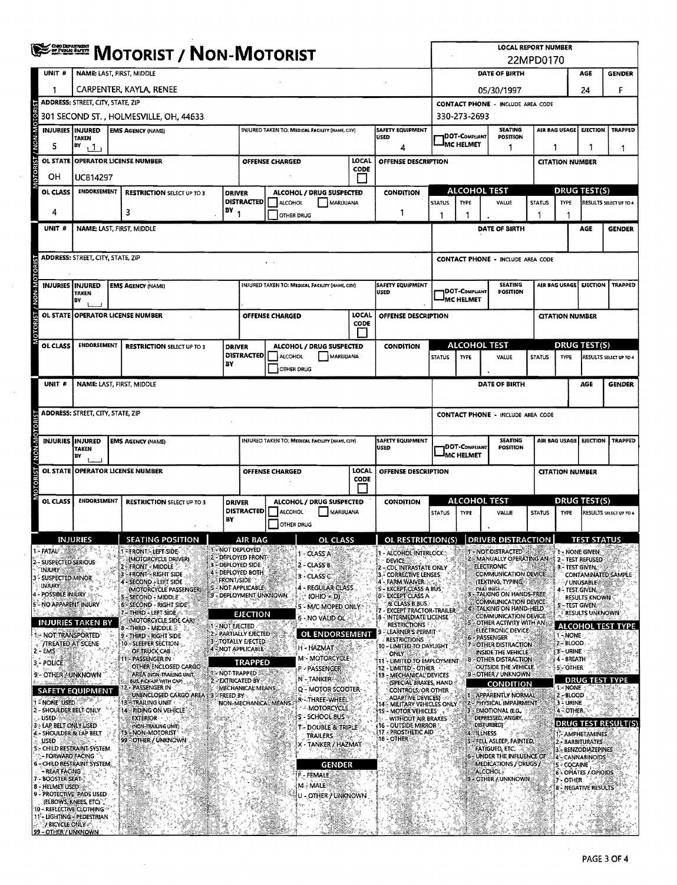# MOTORIST / NON-MOTORIST

OHIO DEPARTMENT OF PUBLIC SAFETY

**LOCAL REPORT NUMBER:** 22MPD0170

## Unit 1

| UNIT # | NAME: LAST, FIRST, MIDDLE | DATE OF BIRTH | AGE | GENDER |
|---|---|---|---|---|
| 1 | CARPENTER, KAYLA, RENEE | 05/30/1997 | 24 | F |

| ADDRESS: STREET, CITY, STATE, ZIP | CONTACT PHONE - INCLUDE AREA CODE |
|---|---|
| 301 SECOND ST., HOLMESVILLE, OH, 44633 | 330-273-2693 |

| INJURIES | INJURED TAKEN BY | EMS AGENCY (NAME) | INJURED TAKEN TO: MEDICAL FACILITY (NAME, CITY) | SAFETY EQUIPMENT USED | DOT-COMPLIANT MC HELMET | SEATING POSITION | AIR BAG USAGE | EJECTION | TRAPPED |
|---|---|---|---|---|---|---|---|---|---|
| 5 | 1 | | | 4 | | 1 | 1 | 1 | 1 |

| OL STATE | OPERATOR LICENSE NUMBER | OFFENSE CHARGED | LOCAL CODE | OFFENSE DESCRIPTION | CITATION NUMBER |
|---|---|---|---|---|---|
| OH | UC814297 | | | | |

| OL CLASS | ENDORSEMENT | RESTRICTION SELECT UP TO 3 | DRIVER DISTRACTED BY | ALCOHOL / DRUG SUSPECTED | CONDITION | ALCOHOL TEST STATUS | ALCOHOL TEST TYPE | ALCOHOL TEST VALUE | DRUG TEST STATUS | DRUG TEST TYPE | DRUG TEST RESULTS SELECT UP TO 4 |
|---|---|---|---|---|---|---|---|---|---|---|---|
| 4 | | 3 | 1 | ☐ ALCOHOL ☐ MARIJUANA ☐ OTHER DRUG | 1 | 1 | 1 | . | 1 | 1 | |

## Unit (blank)

| UNIT # | NAME: LAST, FIRST, MIDDLE | DATE OF BIRTH | AGE | GENDER |
|---|---|---|---|---|
| | | | | |

| ADDRESS: STREET, CITY, STATE, ZIP | CONTACT PHONE - INCLUDE AREA CODE |
|---|---|
| | |

| INJURIES | INJURED TAKEN BY | EMS AGENCY (NAME) | INJURED TAKEN TO: MEDICAL FACILITY (NAME, CITY) | SAFETY EQUIPMENT USED | DOT-COMPLIANT MC HELMET | SEATING POSITION | AIR BAG USAGE | EJECTION | TRAPPED |
|---|---|---|---|---|---|---|---|---|---|
| | | | | | | | | | |

| OL STATE | OPERATOR LICENSE NUMBER | OFFENSE CHARGED | LOCAL CODE | OFFENSE DESCRIPTION | CITATION NUMBER |
|---|---|---|---|---|---|
| | | | | | |

| OL CLASS | ENDORSEMENT | RESTRICTION SELECT UP TO 3 | DRIVER DISTRACTED BY | ALCOHOL / DRUG SUSPECTED | CONDITION | ALCOHOL TEST STATUS | ALCOHOL TEST TYPE | ALCOHOL TEST VALUE | DRUG TEST STATUS | DRUG TEST TYPE | DRUG TEST RESULTS SELECT UP TO 4 |
|---|---|---|---|---|---|---|---|---|---|---|---|
| | | | | ☐ ALCOHOL ☐ MARIJUANA ☐ OTHER DRUG | | | | . | | | |

## Unit (blank)

| UNIT # | NAME: LAST, FIRST, MIDDLE | DATE OF BIRTH | AGE | GENDER |
|---|---|---|---|---|
| | | | | |

| ADDRESS: STREET, CITY, STATE, ZIP | CONTACT PHONE - INCLUDE AREA CODE |
|---|---|
| | |

| INJURIES | INJURED TAKEN BY | EMS AGENCY (NAME) | INJURED TAKEN TO: MEDICAL FACILITY (NAME, CITY) | SAFETY EQUIPMENT USED | DOT-COMPLIANT MC HELMET | SEATING POSITION | AIR BAG USAGE | EJECTION | TRAPPED |
|---|---|---|---|---|---|---|---|---|---|
| | | | | | | | | | |

| OL STATE | OPERATOR LICENSE NUMBER | OFFENSE CHARGED | LOCAL CODE | OFFENSE DESCRIPTION | CITATION NUMBER |
|---|---|---|---|---|---|
| | | | | | |

| OL CLASS | ENDORSEMENT | RESTRICTION SELECT UP TO 3 | DRIVER DISTRACTED BY | ALCOHOL / DRUG SUSPECTED | CONDITION | ALCOHOL TEST STATUS | ALCOHOL TEST TYPE | ALCOHOL TEST VALUE | DRUG TEST STATUS | DRUG TEST TYPE | DRUG TEST RESULTS SELECT UP TO 4 |
|---|---|---|---|---|---|---|---|---|---|---|---|
| | | | | ☐ ALCOHOL ☐ MARIJUANA ☐ OTHER DRUG | | | | . | | | |

## Codes

**INJURIES**
1 - FATAL
2 - SUSPECTED SERIOUS INJURY
3 - SUSPECTED MINOR INJURY
4 - POSSIBLE INJURY
5 - NO APPARENT INJURY

**INJURIES TAKEN BY**
1 - NOT TRANSPORTED /TREATED AT SCENE
2 - EMS
3 - POLICE
9 - OTHER / UNKNOWN

**SAFETY EQUIPMENT**
1 - NONE USED
2 - SHOULDER BELT ONLY USED
3 - LAP BELT ONLY USED
4 - SHOULDER & LAP BELT USED
5 - CHILD RESTRAINT SYSTEM - FORWARD FACING
6 - CHILD RESTRAINT SYSTEM - REAR FACING
7 - BOOSTER SEAT
8 - HELMET USED
9 - PROTECTIVE PADS USED (ELBOWS, KNEES, ETC)
10 - REFLECTIVE CLOTHING
11 - LIGHTING - PEDESTRIAN / BICYCLE ONLY
99 - OTHER / UNKNOWN

**SEATING POSITION**
1 - FRONT - LEFT SIDE (MOTORCYCLE DRIVER)
2 - FRONT - MIDDLE
3 - FRONT - RIGHT SIDE
4 - SECOND - LEFT SIDE (MOTORCYCLE PASSENGER)
5 - SECOND - MIDDLE
6 - SECOND - RIGHT SIDE
7 - THIRD - LEFT SIDE (MOTORCYCLE SIDE CAR)
8 - THIRD - MIDDLE
9 - THIRD - RIGHT SIDE
10 - SLEEPER SECTION OF TRUCK CAB
11 - PASSENGER IN OTHER ENCLOSED CARGO AREA (NON-TRAILING UNIT, BUS, PICK-UP WITH CAP)
12 - PASSENGER IN UNENCLOSED CARGO AREA
13 - TRAILING UNIT
14 - RIDING ON VEHICLE EXTERIOR (NON-TRAILING UNIT)
15 - NON-MOTORIST
99 - OTHER / UNKNOWN

**AIR BAG**
1 - NOT DEPLOYED
2 - DEPLOYED FRONT
3 - DEPLOYED SIDE
4 - DEPLOYED BOTH FRONT/SIDE
5 - NOT APPLICABLE
9 - DEPLOYMENT UNKNOWN

**EJECTION**
1 - NOT EJECTED
2 - PARTIALLY EJECTED
3 - TOTALLY EJECTED
4 - NOT APPLICABLE

**TRAPPED**
1 - NOT TRAPPED
2 - EXTRICATED BY MECHANICAL MEANS
3 - FREED BY NON-MECHANICAL MEANS

**OL CLASS**
1 - CLASS A
2 - CLASS B
3 - CLASS C
4 - REGULAR CLASS (OHIO = D)
5 - M/C MOPED ONLY
6 - NO VALID OL

**OL ENDORSEMENT**
H - HAZMAT
M - MOTORCYCLE
P - PASSENGER
N - TANKER
Q - MOTOR SCOOTER
R - THREE-WHEEL MOTORCYCLE
S - SCHOOL BUS
T - DOUBLE & TRIPLE TRAILERS
X - TANKER / HAZMAT

**GENDER**
F - FEMALE
M - MALE
U - OTHER / UNKNOWN

**OL RESTRICTION(S)**
1 - ALCOHOL INTERLOCK DEVICE
2 - CDL INTRASTATE ONLY
3 - CORRECTIVE LENSES
4 - FARM WAIVER
5 - EXCEPT CLASS A BUS
6 - EXCEPT CLASS A & CLASS B BUS
7 - EXCEPT TRACTOR-TRAILER
8 - INTERMEDIATE LICENSE RESTRICTIONS
9 - LEARNER'S PERMIT RESTRICTIONS
10 - LIMITED TO DAYLIGHT ONLY
11 - LIMITED TO EMPLOYMENT
12 - LIMITED - OTHER
13 - MECHANICAL DEVICES (SPECIAL BRAKES, HAND CONTROLS, OR OTHER ADAPTIVE DEVICES)
14 - MILITARY VEHICLES ONLY
15 - MOTOR VEHICLES WITHOUT AIR BRAKES
16 - OUTSIDE MIRROR
17 - PROSTHETIC AID
18 - OTHER

**DRIVER DISTRACTION**
1 - NOT DISTRACTED
2 - MANUALLY OPERATING AN ELECTRONIC COMMUNICATION DEVICE (TEXTING, TYPING, DIALING)
3 - TALKING ON HANDS-FREE COMMUNICATION DEVICE
4 - TALKING ON HAND-HELD COMMUNICATION DEVICE
5 - OTHER ACTIVITY WITH AN ELECTRONIC DEVICE
6 - PASSENGER
7 - OTHER DISTRACTION INSIDE THE VEHICLE
8 - OTHER DISTRACTION OUTSIDE THE VEHICLE
9 - OTHER / UNKNOWN

**CONDITION**
1 - APPARENTLY NORMAL
2 - PHYSICAL IMPAIRMENT
3 - EMOTIONAL (E.G., DEPRESSED, ANGRY, DISTURBED)
4 - ILLNESS
5 - FELL ASLEEP, FAINTED, FATIGUED, ETC.
6 - UNDER THE INFLUENCE OF MEDICATIONS / DRUGS / ALCOHOL
9 - OTHER / UNKNOWN

**TEST STATUS**
1 - NONE GIVEN
2 - TEST REFUSED
3 - TEST GIVEN, CONTAMINATED SAMPLE / UNUSABLE
4 - TEST GIVEN, RESULTS KNOWN
5 - TEST GIVEN, RESULTS UNKNOWN

**ALCOHOL TEST TYPE**
1 - NONE
2 - BLOOD
3 - URINE
4 - BREATH
5 - OTHER

**DRUG TEST TYPE**
1 - NONE
2 - BLOOD
3 - URINE
4 - OTHER

**DRUG TEST RESULT(S)**
1 - AMPHETAMINES
2 - BARBITURATES
3 - BENZODIAZEPINES
4 - CANNABINOIDS
5 - COCAINE
6 - OPIATES / OPIOIDS
7 - OTHER
8 - NEGATIVE RESULTS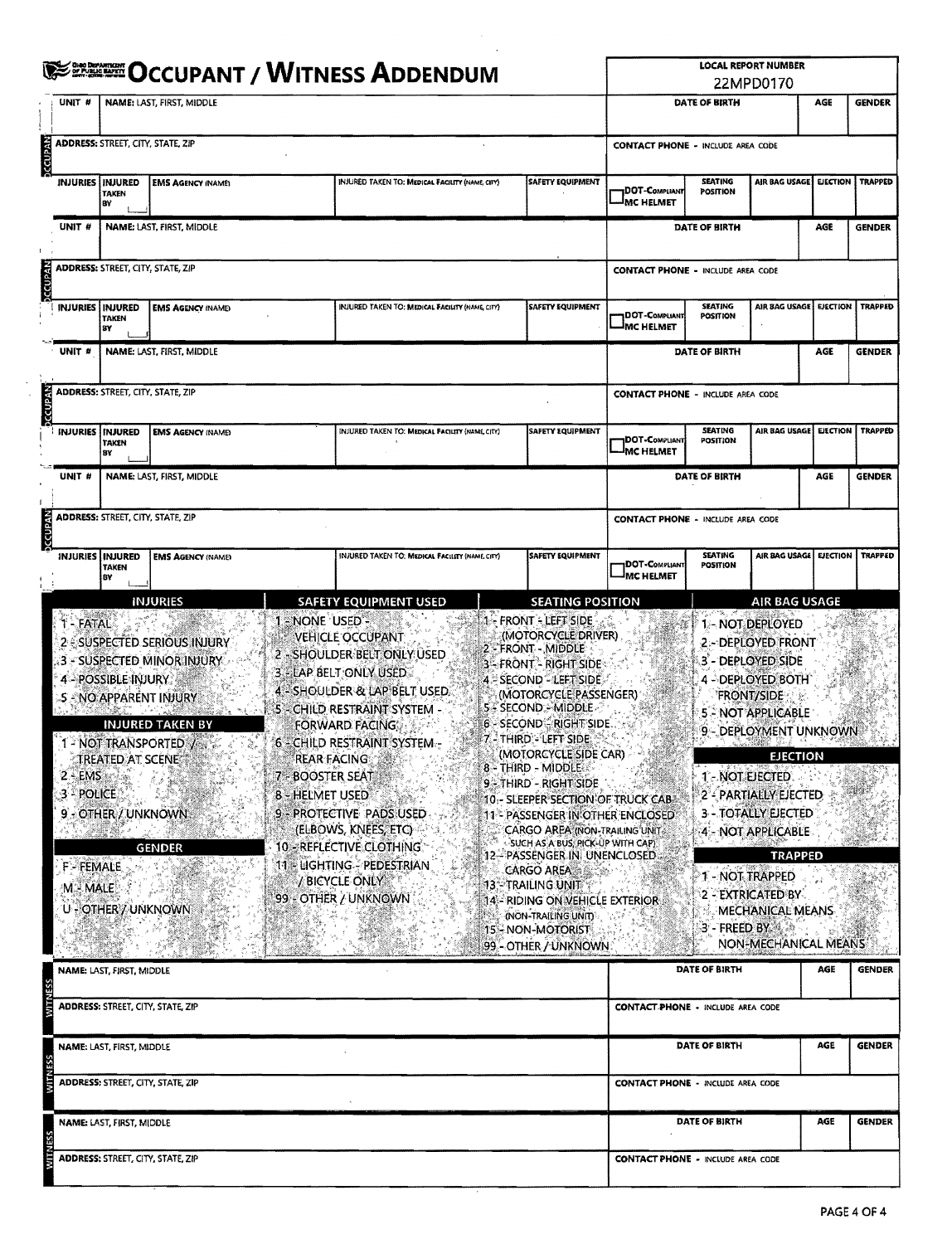# OCCUPANT / WITNESS ADDENDUM

**LOCAL REPORT NUMBER**
22MPD0170

## OCCUPANT

| UNIT # | NAME: LAST, FIRST, MIDDLE | | | | DATE OF BIRTH | | AGE | GENDER |
|---|---|---|---|---|---|---|---|---|
| | | | | | | | | |
| ADDRESS: STREET, CITY, STATE, ZIP | | | | | CONTACT PHONE - INCLUDE AREA CODE | | | |
| | | | | | | | | |
| INJURIES | INJURED TAKEN BY | EMS AGENCY (NAME) | INJURED TAKEN TO: MEDICAL FACILITY (NAME, CITY) | SAFETY EQUIPMENT | DOT-COMPLIANT MC HELMET | SEATING POSITION | AIR BAG USAGE | EJECTION | TRAPPED |
| | | | | | | | | | |

## OCCUPANT

| UNIT # | NAME: LAST, FIRST, MIDDLE | | | | DATE OF BIRTH | | AGE | GENDER |
|---|---|---|---|---|---|---|---|---|
| | | | | | | | | |
| ADDRESS: STREET, CITY, STATE, ZIP | | | | | CONTACT PHONE - INCLUDE AREA CODE | | | |
| | | | | | | | | |
| INJURIES | INJURED TAKEN BY | EMS AGENCY (NAME) | INJURED TAKEN TO: MEDICAL FACILITY (NAME, CITY) | SAFETY EQUIPMENT | DOT-COMPLIANT MC HELMET | SEATING POSITION | AIR BAG USAGE | EJECTION | TRAPPED |
| | | | | | | | | | |

## OCCUPANT

| UNIT # | NAME: LAST, FIRST, MIDDLE | | | | DATE OF BIRTH | | AGE | GENDER |
|---|---|---|---|---|---|---|---|---|
| | | | | | | | | |
| ADDRESS: STREET, CITY, STATE, ZIP | | | | | CONTACT PHONE - INCLUDE AREA CODE | | | |
| | | | | | | | | |
| INJURIES | INJURED TAKEN BY | EMS AGENCY (NAME) | INJURED TAKEN TO: MEDICAL FACILITY (NAME, CITY) | SAFETY EQUIPMENT | DOT-COMPLIANT MC HELMET | SEATING POSITION | AIR BAG USAGE | EJECTION | TRAPPED |
| | | | | | | | | | |

## OCCUPANT

| UNIT # | NAME: LAST, FIRST, MIDDLE | | | | DATE OF BIRTH | | AGE | GENDER |
|---|---|---|---|---|---|---|---|---|
| | | | | | | | | |
| ADDRESS: STREET, CITY, STATE, ZIP | | | | | CONTACT PHONE - INCLUDE AREA CODE | | | |
| | | | | | | | | |
| INJURIES | INJURED TAKEN BY | EMS AGENCY (NAME) | INJURED TAKEN TO: MEDICAL FACILITY (NAME, CITY) | SAFETY EQUIPMENT | DOT-COMPLIANT MC HELMET | SEATING POSITION | AIR BAG USAGE | EJECTION | TRAPPED |
| | | | | | | | | | |

### INJURIES
1 - FATAL
2 - SUSPECTED SERIOUS INJURY
3 - SUSPECTED MINOR INJURY
4 - POSSIBLE INJURY
5 - NO APPARENT INJURY

### INJURED TAKEN BY
1 - NOT TRANSPORTED / TREATED AT SCENE
2 - EMS
3 - POLICE
9 - OTHER / UNKNOWN

### GENDER
F - FEMALE
M - MALE
U - OTHER / UNKNOWN

### SAFETY EQUIPMENT USED
1 - NONE USED - VEHICLE OCCUPANT
2 - SHOULDER BELT ONLY USED
3 - LAP BELT ONLY USED
4 - SHOULDER & LAP BELT USED
5 - CHILD RESTRAINT SYSTEM - FORWARD FACING
6 - CHILD RESTRAINT SYSTEM - REAR FACING
7 - BOOSTER SEAT
8 - HELMET USED
9 - PROTECTIVE PADS USED (ELBOWS, KNEES, ETC)
10 - REFLECTIVE CLOTHING
11 - LIGHTING - PEDESTRIAN / BICYCLE ONLY
99 - OTHER / UNKNOWN

### SEATING POSITION
1 - FRONT - LEFT SIDE (MOTORCYCLE DRIVER)
2 - FRONT - MIDDLE
3 - FRONT - RIGHT SIDE
4 - SECOND - LEFT SIDE (MOTORCYCLE PASSENGER)
5 - SECOND - MIDDLE
6 - SECOND - RIGHT SIDE
7 - THIRD - LEFT SIDE (MOTORCYCLE SIDE CAR)
8 - THIRD - MIDDLE
9 - THIRD - RIGHT SIDE
10 - SLEEPER SECTION OF TRUCK CAB
11 - PASSENGER IN OTHER ENCLOSED CARGO AREA (NON-TRAILING UNIT SUCH AS A BUS, PICK-UP WITH CAP)
12 - PASSENGER IN UNENCLOSED CARGO AREA
13 - TRAILING UNIT
14 - RIDING ON VEHICLE EXTERIOR (NON-TRAILING UNIT)
15 - NON-MOTORIST
99 - OTHER / UNKNOWN

### AIR BAG USAGE
1 - NOT DEPLOYED
2 - DEPLOYED FRONT
3 - DEPLOYED SIDE
4 - DEPLOYED BOTH FRONT/SIDE
5 - NOT APPLICABLE
9 - DEPLOYMENT UNKNOWN

### EJECTION
1 - NOT EJECTED
2 - PARTIALLY EJECTED
3 - TOTALLY EJECTED
4 - NOT APPLICABLE

### TRAPPED
1 - NOT TRAPPED
2 - EXTRICATED BY MECHANICAL MEANS
3 - FREED BY NON-MECHANICAL MEANS

## WITNESS

| NAME: LAST, FIRST, MIDDLE | DATE OF BIRTH | AGE | GENDER |
|---|---|---|---|
| | | | |
| ADDRESS: STREET, CITY, STATE, ZIP | CONTACT PHONE - INCLUDE AREA CODE | | |
| | | | |

## WITNESS

| NAME: LAST, FIRST, MIDDLE | DATE OF BIRTH | AGE | GENDER |
|---|---|---|---|
| | | | |
| ADDRESS: STREET, CITY, STATE, ZIP | CONTACT PHONE - INCLUDE AREA CODE | | |
| | | | |

## WITNESS

| NAME: LAST, FIRST, MIDDLE | DATE OF BIRTH | AGE | GENDER |
|---|---|---|---|
| | | | |
| ADDRESS: STREET, CITY, STATE, ZIP | CONTACT PHONE - INCLUDE AREA CODE | | |
| | | | |